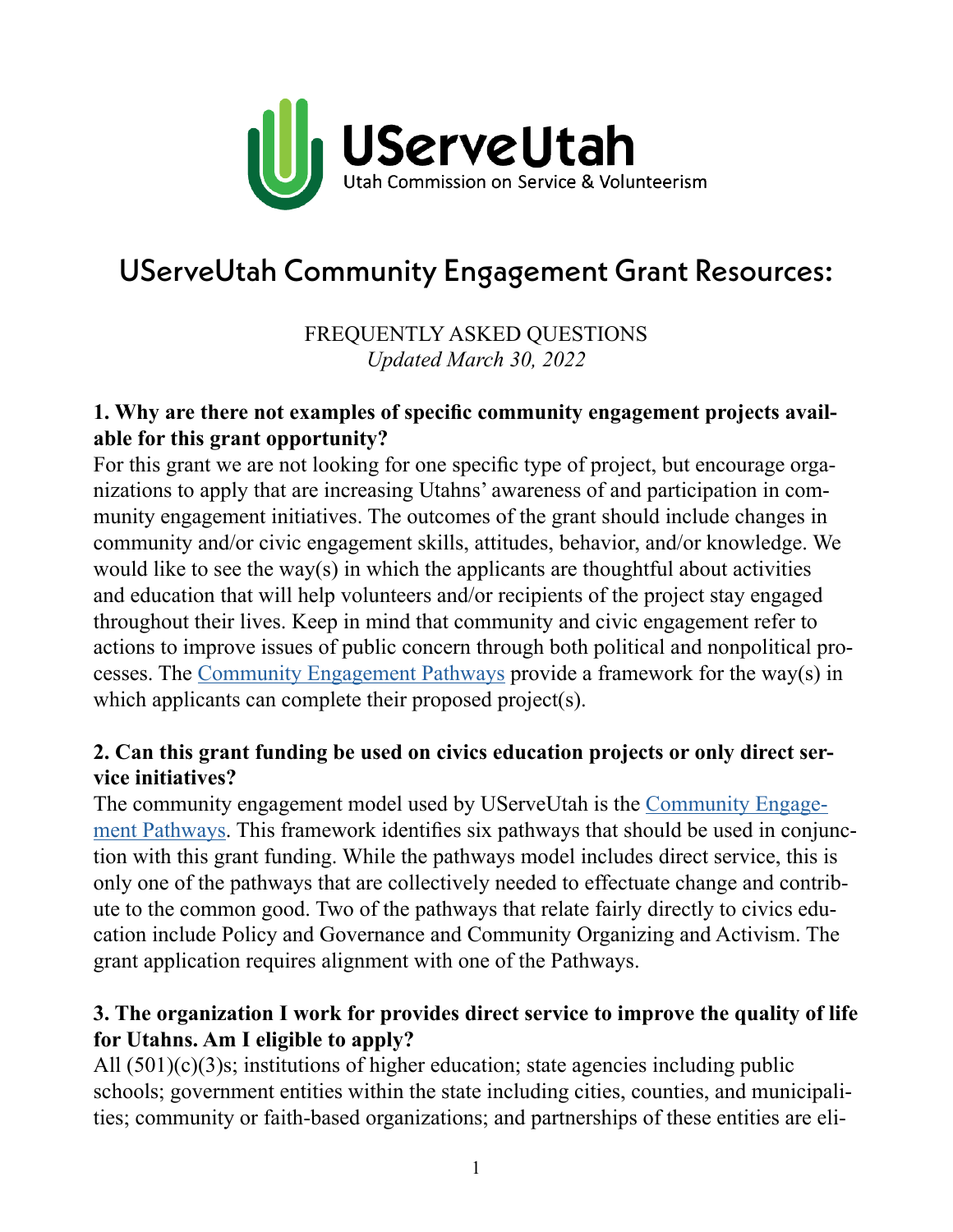UServeUtah

Utah Commission on Service & Volunteerism

# UServeUtah Community Engagement Grant Resources:

FREQUENTLY ASKED QUESTIONS

*Updated March 30, 2022*

### 1. Why are there not examples of specific community engagement projects available for this grant opportunity?

For this grant we are not looking for one specific type of project, but encourage organizations to apply that are increasing Utahns' awareness of and participation in community engagement initiatives. The outcomes of the grant should include changes in community and/or civic engagement skills, attitudes, behavior, and/or knowledge. We would like to see the way(s) in which the applicants are thoughtful about activities and education that will help volunteers and/or recipients of the project stay engaged throughout their lives. Keep in mind that community and civic engagement refer to actions to improve issues of public concern through both political and nonpolitical processes. The Community Engagement Pathways provide a framework for the way(s) in which applicants can complete their proposed project(s).

### 2. Can this grant funding be used on civics education projects or only direct service initiatives?

The community engagement model used by UServeUtah is the Community Engagement Pathways. This framework identifies six pathways that should be used in conjunction with this grant funding. While the pathways model includes direct service, this is only one of the pathways that are collectively needed to effectuate change and contribute to the common good. Two of the pathways that relate fairly directly to civics education include Policy and Governance and Community Organizing and Activism. The grant application requires alignment with one of the Pathways.

### 3. The organization I work for provides direct service to improve the quality of life for Utahns. Am I eligible to apply?

All (501)(c)(3)s; institutions of higher education; state agencies including public schools; government entities within the state including cities, counties, and municipalities; community or faith-based organizations; and partnerships of these entities are eli-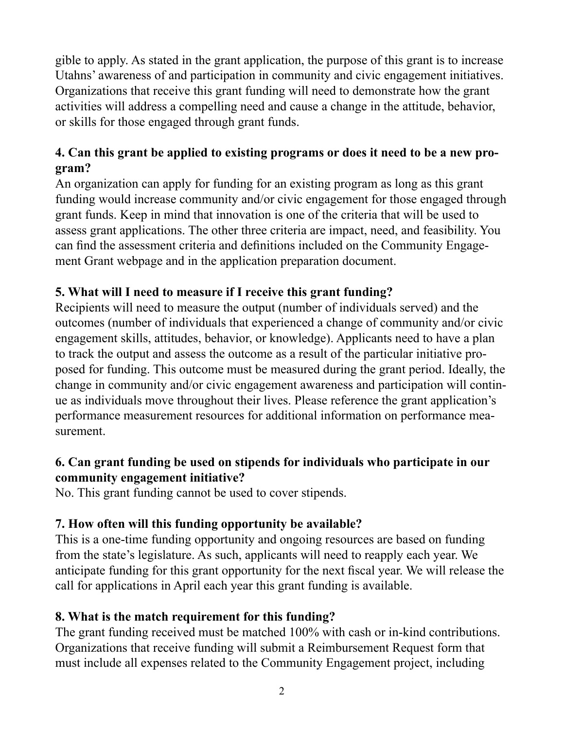gible to apply. As stated in the grant application, the purpose of this grant is to increase Utahns' awareness of and participation in community and civic engagement initiatives. Organizations that receive this grant funding will need to demonstrate how the grant activities will address a compelling need and cause a change in the attitude, behavior, or skills for those engaged through grant funds.

**4. Can this grant be applied to existing programs or does it need to be a new program?**

An organization can apply for funding for an existing program as long as this grant funding would increase community and/or civic engagement for those engaged through grant funds. Keep in mind that innovation is one of the criteria that will be used to assess grant applications. The other three criteria are impact, need, and feasibility. You can find the assessment criteria and definitions included on the Community Engagement Grant webpage and in the application preparation document.

**5. What will I need to measure if I receive this grant funding?**

Recipients will need to measure the output (number of individuals served) and the outcomes (number of individuals that experienced a change of community and/or civic engagement skills, attitudes, behavior, or knowledge). Applicants need to have a plan to track the output and assess the outcome as a result of the particular initiative proposed for funding. This outcome must be measured during the grant period. Ideally, the change in community and/or civic engagement awareness and participation will continue as individuals move throughout their lives. Please reference the grant application's performance measurement resources for additional information on performance measurement.

**6. Can grant funding be used on stipends for individuals who participate in our community engagement initiative?**

No. This grant funding cannot be used to cover stipends.

**7. How often will this funding opportunity be available?**

This is a one-time funding opportunity and ongoing resources are based on funding from the state's legislature. As such, applicants will need to reapply each year. We anticipate funding for this grant opportunity for the next fiscal year. We will release the call for applications in April each year this grant funding is available.

**8. What is the match requirement for this funding?**

The grant funding received must be matched 100% with cash or in-kind contributions. Organizations that receive funding will submit a Reimbursement Request form that must include all expenses related to the Community Engagement project, including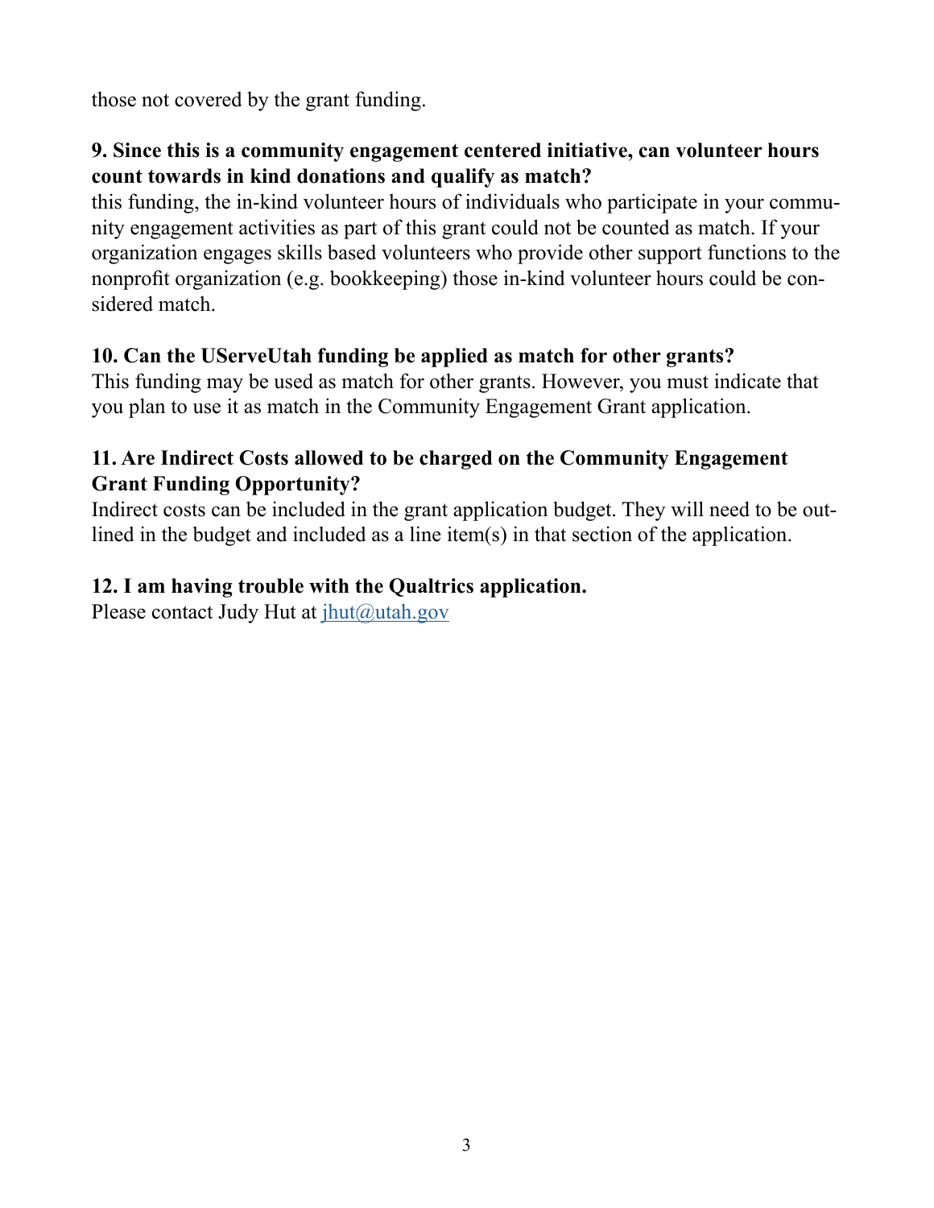those not covered by the grant funding.

**9. Since this is a community engagement centered initiative, can volunteer hours count towards in kind donations and qualify as match?**

this funding, the in-kind volunteer hours of individuals who participate in your community engagement activities as part of this grant could not be counted as match. If your organization engages skills based volunteers who provide other support functions to the nonprofit organization (e.g. bookkeeping) those in-kind volunteer hours could be considered match.

**10. Can the UServeUtah funding be applied as match for other grants?**

This funding may be used as match for other grants. However, you must indicate that you plan to use it as match in the Community Engagement Grant application.

**11. Are Indirect Costs allowed to be charged on the Community Engagement Grant Funding Opportunity?**

Indirect costs can be included in the grant application budget. They will need to be outlined in the budget and included as a line item(s) in that section of the application.

**12. I am having trouble with the Qualtrics application.**

Please contact Judy Hut at jhut@utah.gov